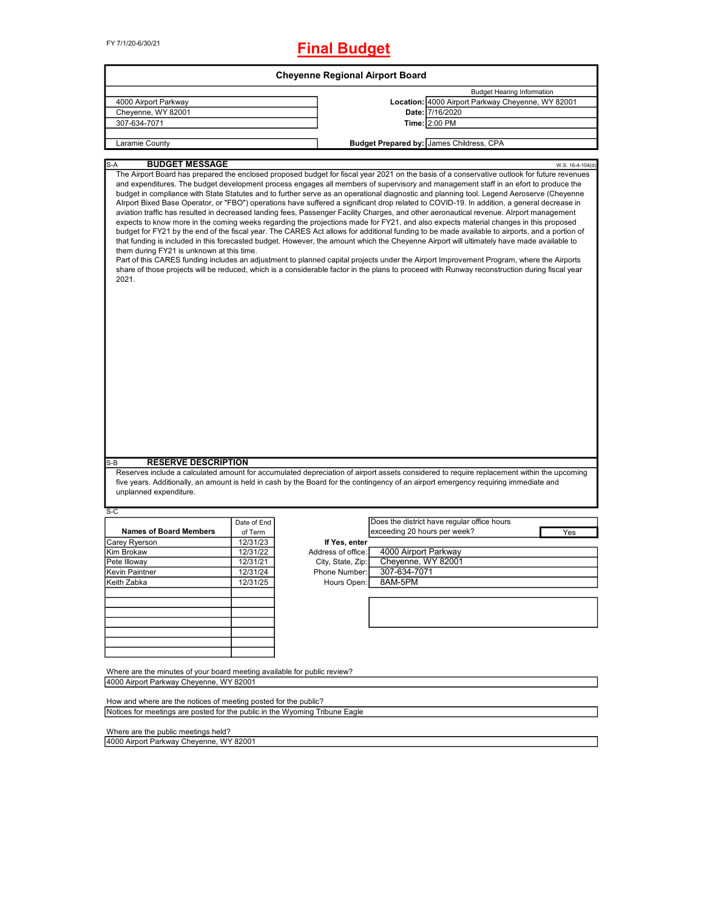FY 7/1/20-6/30/21

# Final Budget

## Cheyenne Regional Airport Board

| | | Budget Hearing Information |
|---|---|---|
| 4000 Airport Parkway | **Location:** | 4000 Airport Parkway Cheyenne, WY 82001 |
| Cheyenne, WY 82001 | **Date:** | 7/16/2020 |
| 307-634-7071 | **Time:** | 2:00 PM |
| Laramie County | **Budget Prepared by:** | James Childress, CPA |

S-A **BUDGET MESSAGE** W.S. 16-4-104(d)

The Airport Board has prepared the enclosed proposed budget for fiscal year 2021 on the basis of a conservative outlook for future revenues and expenditures. The budget development process engages all members of supervisory and management staff in an effort to produce the budget in compliance with State Statutes and to further serve as an operational diagnostic and planning tool. Legend Aeroserve (Cheyenne AIrport Bixed Base Operator, or "FBO") operations have suffered a significant drop related to COVID-19. In addition, a general decrease in aviation traffic has resulted in decreased landing fees, Passenger Facility Charges, and other aeronautical revenue. AIrport management expects to know more in the coming weeks regarding the projections made for FY21, and also expects material changes in this proposed budget for FY21 by the end of the fiscal year. The CARES Act allows for additional funding to be made available to airports, and a portion of that funding is included in this forecasted budget. However, the amount which the Cheyenne Airport will ultimately have made available to them during FY21 is unknown at this time.
Part of this CARES funding includes an adjustment to planned capital projects under the Airport Improvement Program, where the Airports share of those projects will be reduced, which is a considerable factor in the plans to proceed with Runway reconstruction during fiscal year 2021.

S-B **RESERVE DESCRIPTION**

Reserves include a calculated amount for accumulated depreciation of airport assets considered to require replacement within the upcoming five years. Additionally, an amount is held in cash by the Board for the contingency of an airport emergency requiring immediate and unplanned expenditure.

S-C

| Names of Board Members | Date of End of Term |
|---|---|
| Carey Ryerson | 12/31/23 |
| Kim Brokaw | 12/31/22 |
| Pete Illoway | 12/31/21 |
| Kevin Paintner | 12/31/24 |
| Keith Zabka | 12/31/25 |

Does the district have regular office hours exceeding 20 hours per week? Yes

**If Yes, enter**

| | |
|---|---|
| Address of office: | 4000 Airport Parkway |
| City, State, Zip: | Cheyenne, WY 82001 |
| Phone Number: | 307-634-7071 |
| Hours Open: | 8AM-5PM |

Where are the minutes of your board meeting available for public review?
4000 Airport Parkway Cheyenne, WY 82001

How and where are the notices of meeting posted for the public?
Notices for meetings are posted for the public in the Wyoming Tribune Eagle

Where are the public meetings held?
4000 Airport Parkway Cheyenne, WY 82001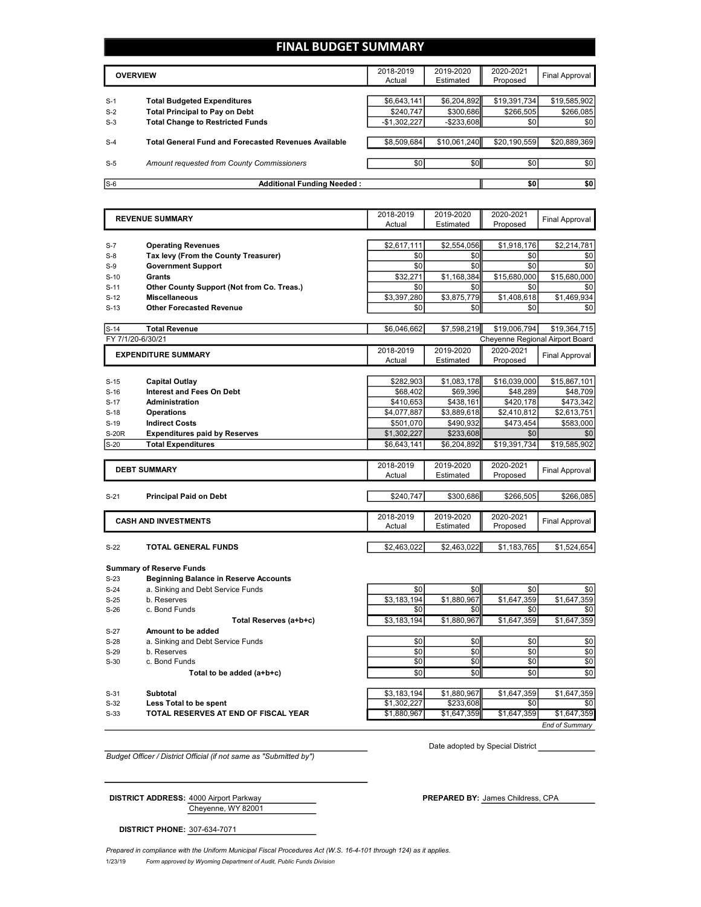# FINAL BUDGET SUMMARY

| | OVERVIEW | 2018-2019 Actual | 2019-2020 Estimated | 2020-2021 Proposed | Final Approval |
|---|---|---|---|---|---|
| S-1 | **Total Budgeted Expenditures** | $6,643,141 | $6,204,892 | $19,391,734 | $19,585,902 |
| S-2 | **Total Principal to Pay on Debt** | $240,747 | $300,686 | $266,505 | $266,085 |
| S-3 | **Total Change to Restricted Funds** | -$1,302,227 | -$233,608 | $0 | $0 |
| S-4 | **Total General Fund and Forecasted Revenues Available** | $8,509,684 | $10,061,240 | $20,190,559 | $20,889,369 |
| S-5 | *Amount requested from County Commissioners* | $0 | $0 | $0 | $0 |
| S-6 | **Additional Funding Needed :** | | | **$0** | **$0** |

| | REVENUE SUMMARY | 2018-2019 Actual | 2019-2020 Estimated | 2020-2021 Proposed | Final Approval |
|---|---|---|---|---|---|
| S-7 | **Operating Revenues** | $2,617,111 | $2,554,056 | $1,918,176 | $2,214,781 |
| S-8 | **Tax levy (From the County Treasurer)** | $0 | $0 | $0 | $0 |
| S-9 | **Government Support** | $0 | $0 | $0 | $0 |
| S-10 | **Grants** | $32,271 | $1,168,384 | $15,680,000 | $15,680,000 |
| S-11 | **Other County Support (Not from Co. Treas.)** | $0 | $0 | $0 | $0 |
| S-12 | **Miscellaneous** | $3,397,280 | $3,875,779 | $1,408,618 | $1,469,934 |
| S-13 | **Other Forecasted Revenue** | $0 | $0 | $0 | $0 |
| S-14 | **Total Revenue** | $6,046,662 | $7,598,219 | $19,006,794 | $19,364,715 |

FY 7/1/20-6/30/21 — Cheyenne Regional Airport Board

| | EXPENDITURE SUMMARY | 2018-2019 Actual | 2019-2020 Estimated | 2020-2021 Proposed | Final Approval |
|---|---|---|---|---|---|
| S-15 | **Capital Outlay** | $282,903 | $1,083,178 | $16,039,000 | $15,867,101 |
| S-16 | **Interest and Fees On Debt** | $68,402 | $69,396 | $48,289 | $48,709 |
| S-17 | **Administration** | $410,653 | $438,161 | $420,178 | $473,342 |
| S-18 | **Operations** | $4,077,887 | $3,889,618 | $2,410,812 | $2,613,751 |
| S-19 | **Indirect Costs** | $501,070 | $490,932 | $473,454 | $583,000 |
| S-20R | **Expenditures paid by Reserves** | $1,302,227 | $233,608 | $0 | $0 |
| S-20 | **Total Expenditures** | $6,643,141 | $6,204,892 | $19,391,734 | $19,585,902 |

| | DEBT SUMMARY | 2018-2019 Actual | 2019-2020 Estimated | 2020-2021 Proposed | Final Approval |
|---|---|---|---|---|---|
| S-21 | **Principal Paid on Debt** | $240,747 | $300,686 | $266,505 | $266,085 |

| | CASH AND INVESTMENTS | 2018-2019 Actual | 2019-2020 Estimated | 2020-2021 Proposed | Final Approval |
|---|---|---|---|---|---|
| S-22 | **TOTAL GENERAL FUNDS** | $2,463,022 | $2,463,022 | $1,183,765 | $1,524,654 |
| | **Summary of Reserve Funds** | | | | |
| S-23 | **Beginning Balance in Reserve Accounts** | | | | |
| S-24 | a. Sinking and Debt Service Funds | $0 | $0 | $0 | $0 |
| S-25 | b. Reserves | $3,183,194 | $1,880,967 | $1,647,359 | $1,647,359 |
| S-26 | c. Bond Funds | $0 | $0 | $0 | $0 |
| | **Total Reserves (a+b+c)** | $3,183,194 | $1,880,967 | $1,647,359 | $1,647,359 |
| S-27 | **Amount to be added** | | | | |
| S-28 | a. Sinking and Debt Service Funds | $0 | $0 | $0 | $0 |
| S-29 | b. Reserves | $0 | $0 | $0 | $0 |
| S-30 | c. Bond Funds | $0 | $0 | $0 | $0 |
| | **Total to be added (a+b+c)** | $0 | $0 | $0 | $0 |
| S-31 | **Subtotal** | $3,183,194 | $1,880,967 | $1,647,359 | $1,647,359 |
| S-32 | **Less Total to be spent** | $1,302,227 | $233,608 | $0 | $0 |
| S-33 | **TOTAL RESERVES AT END OF FISCAL YEAR** | $1,880,967 | $1,647,359 | $1,647,359 | $1,647,359 |

*End of Summary*

*Budget Officer / District Official (if not same as "Submitted by")*

Date adopted by Special District ____________

**DISTRICT ADDRESS:** 4000 Airport Parkway
Cheyenne, WY 82001

**PREPARED BY:** James Childress, CPA

**DISTRICT PHONE:** 307-634-7071

*Prepared in compliance with the Uniform Municipal Fiscal Procedures Act (W.S. 16-4-101 through 124) as it applies.*

1/23/19 *Form approved by Wyoming Department of Audit, Public Funds Division*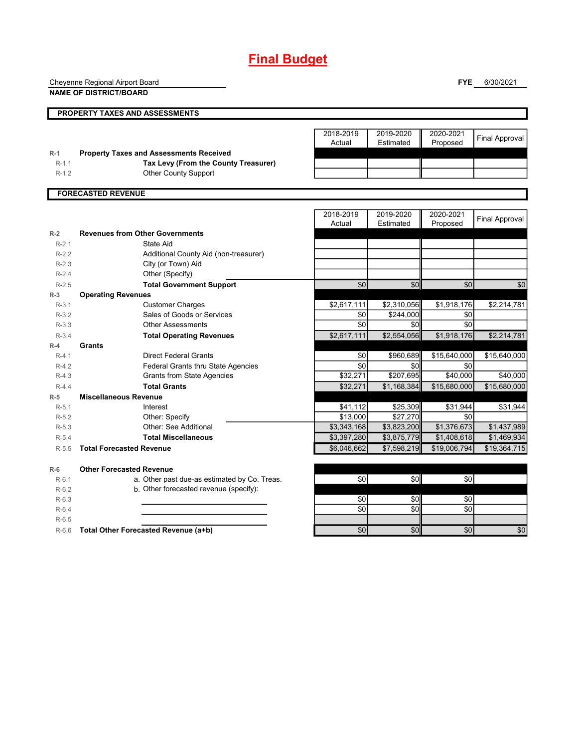# Final Budget

Cheyenne Regional Airport Board
**NAME OF DISTRICT/BOARD**

**FYE** 6/30/2021

## PROPERTY TAXES AND ASSESSMENTS

| | | 2018-2019 Actual | 2019-2020 Estimated | 2020-2021 Proposed | Final Approval |
|---|---|---|---|---|---|
| R-1 | **Property Taxes and Assessments Received** | | | | |
| R-1.1 | **Tax Levy (From the County Treasurer)** | | | | |
| R-1.2 | Other County Support | | | | |

## FORECASTED REVENUE

| | | 2018-2019 Actual | 2019-2020 Estimated | 2020-2021 Proposed | Final Approval |
|---|---|---|---|---|---|
| R-2 | **Revenues from Other Governments** | | | | |
| R-2.1 | State Aid | | | | |
| R-2.2 | Additional County Aid (non-treasurer) | | | | |
| R-2.3 | City (or Town) Aid | | | | |
| R-2.4 | Other (Specify) | | | | |
| R-2.5 | **Total Government Support** | $0 | $0 | $0 | $0 |
| R-3 | **Operating Revenues** | | | | |
| R-3.1 | Customer Charges | $2,617,111 | $2,310,056 | $1,918,176 | $2,214,781 |
| R-3.2 | Sales of Goods or Services | $0 | $244,000 | $0 | |
| R-3.3 | Other Assessments | $0 | $0 | $0 | |
| R-3.4 | **Total Operating Revenues** | $2,617,111 | $2,554,056 | $1,918,176 | $2,214,781 |
| R-4 | **Grants** | | | | |
| R-4.1 | Direct Federal Grants | $0 | $960,689 | $15,640,000 | $15,640,000 |
| R-4.2 | Federal Grants thru State Agencies | $0 | $0 | $0 | |
| R-4.3 | Grants from State Agencies | $32,271 | $207,695 | $40,000 | $40,000 |
| R-4.4 | **Total Grants** | $32,271 | $1,168,384 | $15,680,000 | $15,680,000 |
| R-5 | **Miscellaneous Revenue** | | | | |
| R-5.1 | Interest | $41,112 | $25,309 | $31,944 | $31,944 |
| R-5.2 | Other: Specify | $13,000 | $27,270 | $0 | |
| R-5.3 | Other: See Additional | $3,343,168 | $3,823,200 | $1,376,673 | $1,437,989 |
| R-5.4 | **Total Miscellaneous** | $3,397,280 | $3,875,779 | $1,408,618 | $1,469,934 |
| R-5.5 | **Total Forecasted Revenue** | $6,046,662 | $7,598,219 | $19,006,794 | $19,364,715 |
| R-6 | **Other Forecasted Revenue** | | | | |
| R-6.1 | a. Other past due-as estimated by Co. Treas. | $0 | $0 | $0 | |
| R-6.2 | b. Other forecasted revenue (specify): | | | | |
| R-6.3 | | $0 | $0 | $0 | |
| R-6.4 | | $0 | $0 | $0 | |
| R-6.5 | | | | | |
| R-6.6 | **Total Other Forecasted Revenue (a+b)** | $0 | $0 | $0 | $0 |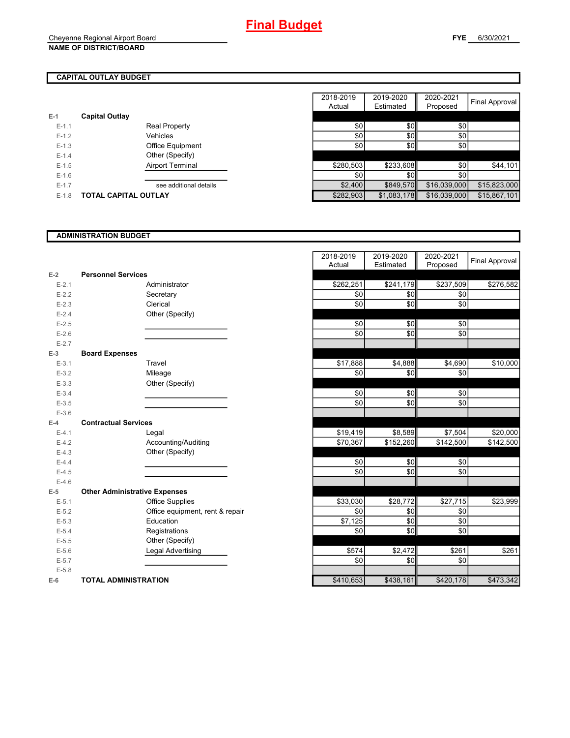# Final Budget

Cheyenne Regional Airport Board
**NAME OF DISTRICT/BOARD**

**FYE** 6/30/2021

## CAPITAL OUTLAY BUDGET

| | | | 2018-2019 Actual | 2019-2020 Estimated | 2020-2021 Proposed | Final Approval |
|---|---|---|---|---|---|---|
| E-1 | **Capital Outlay** | | | | | |
| E-1.1 | | Real Property | $0 | $0 | $0 | |
| E-1.2 | | Vehicles | $0 | $0 | $0 | |
| E-1.3 | | Office Equipment | $0 | $0 | $0 | |
| E-1.4 | | Other (Specify) | | | | |
| E-1.5 | | Airport Terminal | $280,503 | $233,608 | $0 | $44,101 |
| E-1.6 | | | $0 | $0 | $0 | |
| E-1.7 | | see additional details | $2,400 | $849,570 | $16,039,000 | $15,823,000 |
| E-1.8 | **TOTAL CAPITAL OUTLAY** | | $282,903 | $1,083,178 | $16,039,000 | $15,867,101 |

## ADMINISTRATION BUDGET

| | | | 2018-2019 Actual | 2019-2020 Estimated | 2020-2021 Proposed | Final Approval |
|---|---|---|---|---|---|---|
| E-2 | **Personnel Services** | | | | | |
| E-2.1 | | Administrator | $262,251 | $241,179 | $237,509 | $276,582 |
| E-2.2 | | Secretary | $0 | $0 | $0 | |
| E-2.3 | | Clerical | $0 | $0 | $0 | |
| E-2.4 | | Other (Specify) | | | | |
| E-2.5 | | | $0 | $0 | $0 | |
| E-2.6 | | | $0 | $0 | $0 | |
| E-2.7 | | | | | | |
| E-3 | **Board Expenses** | | | | | |
| E-3.1 | | Travel | $17,888 | $4,888 | $4,690 | $10,000 |
| E-3.2 | | Mileage | $0 | $0 | $0 | |
| E-3.3 | | Other (Specify) | | | | |
| E-3.4 | | | $0 | $0 | $0 | |
| E-3.5 | | | $0 | $0 | $0 | |
| E-3.6 | | | | | | |
| E-4 | **Contractual Services** | | | | | |
| E-4.1 | | Legal | $19,419 | $8,589 | $7,504 | $20,000 |
| E-4.2 | | Accounting/Auditing | $70,367 | $152,260 | $142,500 | $142,500 |
| E-4.3 | | Other (Specify) | | | | |
| E-4.4 | | | $0 | $0 | $0 | |
| E-4.5 | | | $0 | $0 | $0 | |
| E-4.6 | | | | | | |
| E-5 | **Other Administrative Expenses** | | | | | |
| E-5.1 | | Office Supplies | $33,030 | $28,772 | $27,715 | $23,999 |
| E-5.2 | | Office equipment, rent & repair | $0 | $0 | $0 | |
| E-5.3 | | Education | $7,125 | $0 | $0 | |
| E-5.4 | | Registrations | $0 | $0 | $0 | |
| E-5.5 | | Other (Specify) | | | | |
| E-5.6 | | Legal Advertising | $574 | $2,472 | $261 | $261 |
| E-5.7 | | | $0 | $0 | $0 | |
| E-5.8 | | | | | | |
| E-6 | **TOTAL ADMINISTRATION** | | $410,653 | $438,161 | $420,178 | $473,342 |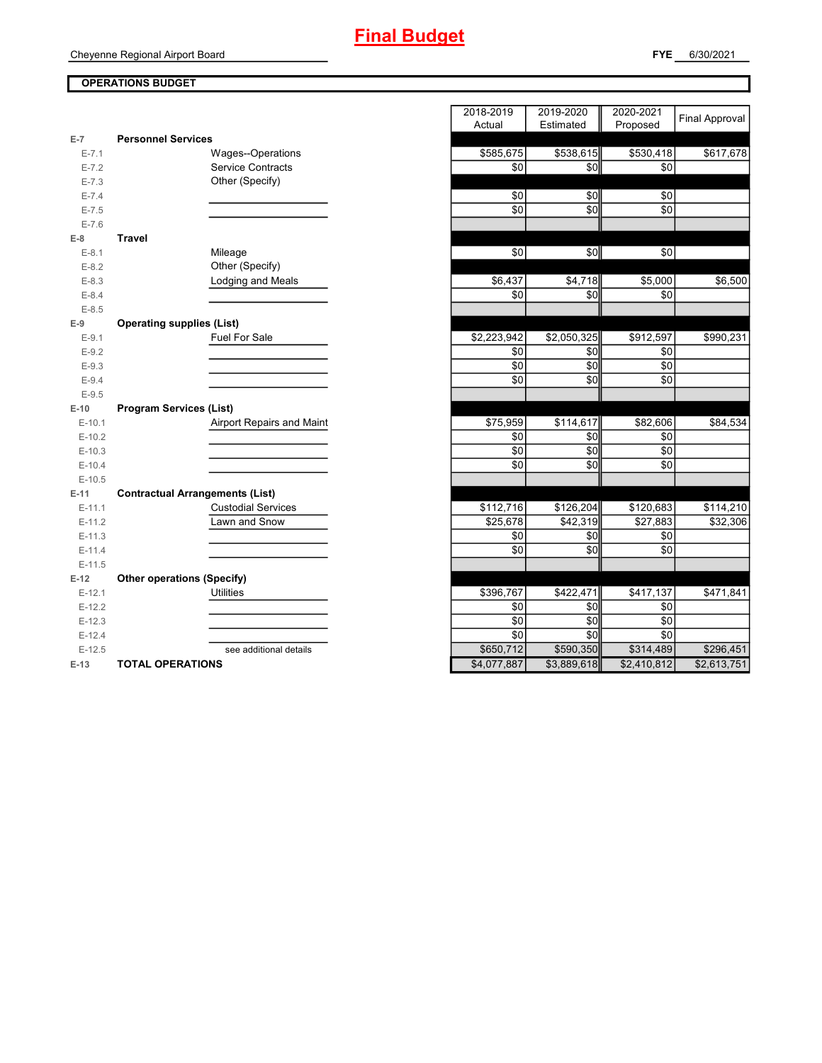# Final Budget

Cheyenne Regional Airport Board

**FYE** 6/30/2021

**OPERATIONS BUDGET**

| | | 2018-2019 Actual | 2019-2020 Estimated | 2020-2021 Proposed | Final Approval |
|---|---|---|---|---|---|
| E-7 | **Personnel Services** | | | | |
| E-7.1 | Wages--Operations | $585,675 | $538,615 | $530,418 | $617,678 |
| E-7.2 | Service Contracts | $0 | $0 | $0 | |
| E-7.3 | Other (Specify) | | | | |
| E-7.4 | | $0 | $0 | $0 | |
| E-7.5 | | $0 | $0 | $0 | |
| E-7.6 | | | | | |
| E-8 | **Travel** | | | | |
| E-8.1 | Mileage | $0 | $0 | $0 | |
| E-8.2 | Other (Specify) | | | | |
| E-8.3 | Lodging and Meals | $6,437 | $4,718 | $5,000 | $6,500 |
| E-8.4 | | $0 | $0 | $0 | |
| E-8.5 | | | | | |
| E-9 | **Operating supplies (List)** | | | | |
| E-9.1 | Fuel For Sale | $2,223,942 | $2,050,325 | $912,597 | $990,231 |
| E-9.2 | | $0 | $0 | $0 | |
| E-9.3 | | $0 | $0 | $0 | |
| E-9.4 | | $0 | $0 | $0 | |
| E-9.5 | | | | | |
| E-10 | **Program Services (List)** | | | | |
| E-10.1 | Airport Repairs and Maint | $75,959 | $114,617 | $82,606 | $84,534 |
| E-10.2 | | $0 | $0 | $0 | |
| E-10.3 | | $0 | $0 | $0 | |
| E-10.4 | | $0 | $0 | $0 | |
| E-10.5 | | | | | |
| E-11 | **Contractual Arrangements (List)** | | | | |
| E-11.1 | Custodial Services | $112,716 | $126,204 | $120,683 | $114,210 |
| E-11.2 | Lawn and Snow | $25,678 | $42,319 | $27,883 | $32,306 |
| E-11.3 | | $0 | $0 | $0 | |
| E-11.4 | | $0 | $0 | $0 | |
| E-11.5 | | | | | |
| E-12 | **Other operations (Specify)** | | | | |
| E-12.1 | Utilities | $396,767 | $422,471 | $417,137 | $471,841 |
| E-12.2 | | $0 | $0 | $0 | |
| E-12.3 | | $0 | $0 | $0 | |
| E-12.4 | | $0 | $0 | $0 | |
| E-12.5 | see additional details | $650,712 | $590,350 | $314,489 | $296,451 |
| E-13 | **TOTAL OPERATIONS** | $4,077,887 | $3,889,618 | $2,410,812 | $2,613,751 |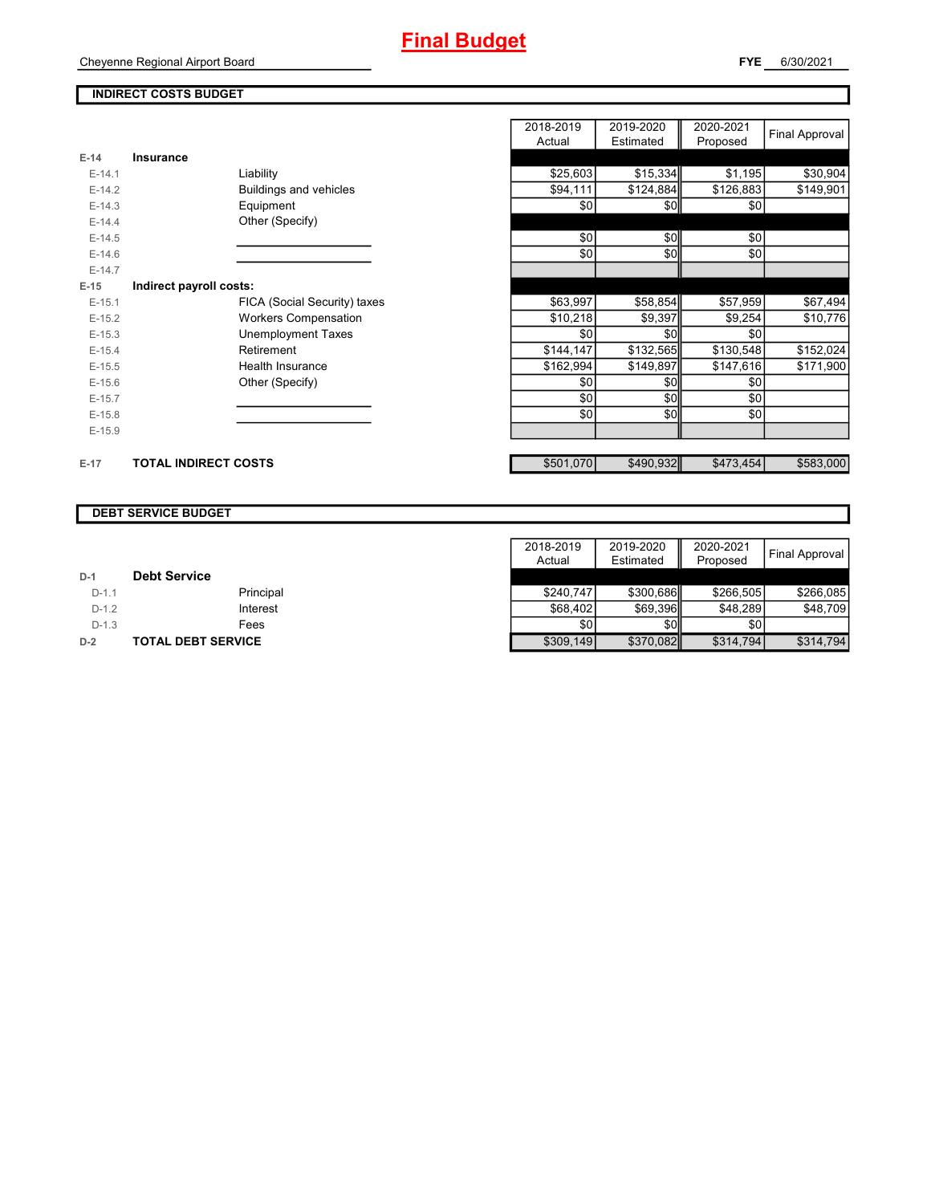# Final Budget

Cheyenne Regional Airport Board

**FYE** 6/30/2021

## INDIRECT COSTS BUDGET

| | | | 2018-2019 Actual | 2019-2020 Estimated | 2020-2021 Proposed | Final Approval |
|---|---|---|---|---|---|---|
| **E-14** | **Insurance** | | | | | |
| E-14.1 | | Liability | $25,603 | $15,334 | $1,195 | $30,904 |
| E-14.2 | | Buildings and vehicles | $94,111 | $124,884 | $126,883 | $149,901 |
| E-14.3 | | Equipment | $0 | $0 | $0 | |
| E-14.4 | | Other (Specify) | | | | |
| E-14.5 | | | $0 | $0 | $0 | |
| E-14.6 | | | $0 | $0 | $0 | |
| E-14.7 | | | | | | |
| **E-15** | **Indirect payroll costs:** | | | | | |
| E-15.1 | | FICA (Social Security) taxes | $63,997 | $58,854 | $57,959 | $67,494 |
| E-15.2 | | Workers Compensation | $10,218 | $9,397 | $9,254 | $10,776 |
| E-15.3 | | Unemployment Taxes | $0 | $0 | $0 | |
| E-15.4 | | Retirement | $144,147 | $132,565 | $130,548 | $152,024 |
| E-15.5 | | Health Insurance | $162,994 | $149,897 | $147,616 | $171,900 |
| E-15.6 | | Other (Specify) | $0 | $0 | $0 | |
| E-15.7 | | | $0 | $0 | $0 | |
| E-15.8 | | | $0 | $0 | $0 | |
| E-15.9 | | | | | | |
| **E-17** | **TOTAL INDIRECT COSTS** | | $501,070 | $490,932 | $473,454 | $583,000 |

## DEBT SERVICE BUDGET

| | | | 2018-2019 Actual | 2019-2020 Estimated | 2020-2021 Proposed | Final Approval |
|---|---|---|---|---|---|---|
| **D-1** | **Debt Service** | | | | | |
| D-1.1 | | Principal | $240,747 | $300,686 | $266,505 | $266,085 |
| D-1.2 | | Interest | $68,402 | $69,396 | $48,289 | $48,709 |
| D-1.3 | | Fees | $0 | $0 | $0 | |
| **D-2** | **TOTAL DEBT SERVICE** | | $309,149 | $370,082 | $314,794 | $314,794 |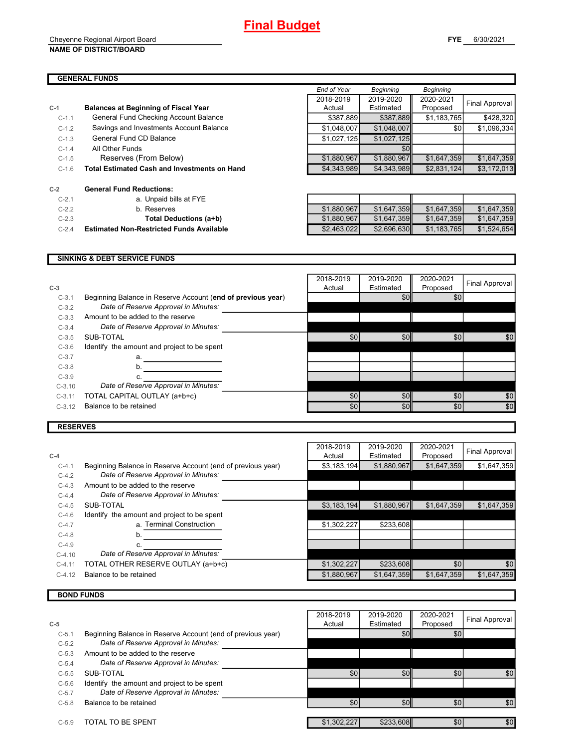# Final Budget

Cheyenne Regional Airport Board
**NAME OF DISTRICT/BOARD**

**FYE** 6/30/2021

## GENERAL FUNDS

| | | End of Year 2018-2019 Actual | Beginning 2019-2020 Estimated | Beginning 2020-2021 Proposed | Final Approval |
|---|---|---|---|---|---|
| **C-1** | **Balances at Beginning of Fiscal Year** | | | | |
| C-1.1 | General Fund Checking Account Balance | $387,889 | $387,889 | $1,183,765 | $428,320 |
| C-1.2 | Savings and Investments Account Balance | $1,048,007 | $1,048,007 | $0 | $1,096,334 |
| C-1.3 | General Fund CD Balance | $1,027,125 | $1,027,125 | | |
| C-1.4 | All Other Funds | | $0 | | |
| C-1.5 | Reserves (From Below) | $1,880,967 | $1,880,967 | $1,647,359 | $1,647,359 |
| C-1.6 | **Total Estimated Cash and Investments on Hand** | $4,343,989 | $4,343,989 | $2,831,124 | $3,172,013 |
| **C-2** | **General Fund Reductions:** | | | | |
| C-2.1 | a. Unpaid bills at FYE | | | | |
| C-2.2 | b. Reserves | $1,880,967 | $1,647,359 | $1,647,359 | $1,647,359 |
| C-2.3 | **Total Deductions (a+b)** | $1,880,967 | $1,647,359 | $1,647,359 | $1,647,359 |
| C-2.4 | **Estimated Non-Restricted Funds Available** | $2,463,022 | $2,696,630 | $1,183,765 | $1,524,654 |

## SINKING & DEBT SERVICE FUNDS

| **C-3** | | 2018-2019 Actual | 2019-2020 Estimated | 2020-2021 Proposed | Final Approval |
|---|---|---|---|---|---|
| C-3.1 | Beginning Balance in Reserve Account (**end of previous year**) | | $0 | $0 | |
| C-3.2 | *Date of Reserve Approval in Minutes:* | | | | |
| C-3.3 | Amount to be added to the reserve | | | | |
| C-3.4 | *Date of Reserve Approval in Minutes:* | | | | |
| C-3.5 | SUB-TOTAL | $0 | $0 | $0 | $0 |
| C-3.6 | Identify the amount and project to be spent | | | | |
| C-3.7 | a. | | | | |
| C-3.8 | b. | | | | |
| C-3.9 | c. | | | | |
| C-3.10 | *Date of Reserve Approval in Minutes:* | | | | |
| C-3.11 | TOTAL CAPITAL OUTLAY (a+b+c) | $0 | $0 | $0 | $0 |
| C-3.12 | Balance to be retained | $0 | $0 | $0 | $0 |

## RESERVES

| **C-4** | | 2018-2019 Actual | 2019-2020 Estimated | 2020-2021 Proposed | Final Approval |
|---|---|---|---|---|---|
| C-4.1 | Beginning Balance in Reserve Account (end of previous year) | $3,183,194 | $1,880,967 | $1,647,359 | $1,647,359 |
| C-4.2 | *Date of Reserve Approval in Minutes:* | | | | |
| C-4.3 | Amount to be added to the reserve | | | | |
| C-4.4 | *Date of Reserve Approval in Minutes:* | | | | |
| C-4.5 | SUB-TOTAL | $3,183,194 | $1,880,967 | $1,647,359 | $1,647,359 |
| C-4.6 | Identify the amount and project to be spent | | | | |
| C-4.7 | a. Terminal Construction | $1,302,227 | $233,608 | | |
| C-4.8 | b. | | | | |
| C-4.9 | c. | | | | |
| C-4.10 | *Date of Reserve Approval in Minutes:* | | | | |
| C-4.11 | TOTAL OTHER RESERVE OUTLAY (a+b+c) | $1,302,227 | $233,608 | $0 | $0 |
| C-4.12 | Balance to be retained | $1,880,967 | $1,647,359 | $1,647,359 | $1,647,359 |

## BOND FUNDS

| **C-5** | | 2018-2019 Actual | 2019-2020 Estimated | 2020-2021 Proposed | Final Approval |
|---|---|---|---|---|---|
| C-5.1 | Beginning Balance in Reserve Account (end of previous year) | | $0 | $0 | |
| C-5.2 | *Date of Reserve Approval in Minutes:* | | | | |
| C-5.3 | Amount to be added to the reserve | | | | |
| C-5.4 | *Date of Reserve Approval in Minutes:* | | | | |
| C-5.5 | SUB-TOTAL | $0 | $0 | $0 | $0 |
| C-5.6 | Identify the amount and project to be spent | | | | |
| C-5.7 | *Date of Reserve Approval in Minutes:* | | | | |
| C-5.8 | Balance to be retained | $0 | $0 | $0 | $0 |
| | | | | | |
| C-5.9 | TOTAL TO BE SPENT | $1,302,227 | $233,608 | $0 | $0 |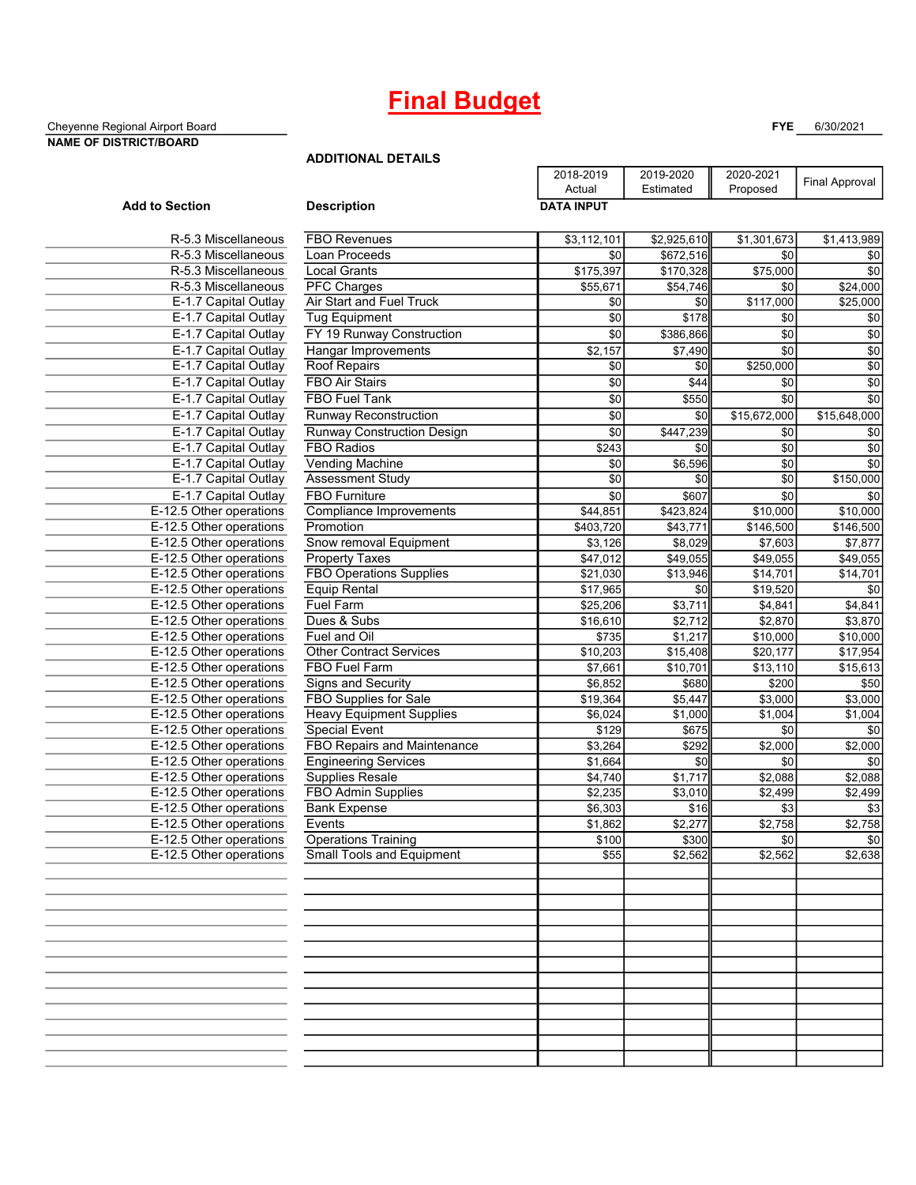# Final Budget

Cheyenne Regional Airport Board
**NAME OF DISTRICT/BOARD**

**FYE** 6/30/2021

**ADDITIONAL DETAILS**

| Add to Section | Description | 2018-2019 Actual | 2019-2020 Estimated | 2020-2021 Proposed | Final Approval |
|---|---|---|---|---|---|
| | | DATA INPUT | | | |
| R-5.3 Miscellaneous | FBO Revenues | $3,112,101 | $2,925,610 | $1,301,673 | $1,413,989 |
| R-5.3 Miscellaneous | Loan Proceeds | $0 | $672,516 | $0 | $0 |
| R-5.3 Miscellaneous | Local Grants | $175,397 | $170,328 | $75,000 | $0 |
| R-5.3 Miscellaneous | PFC Charges | $55,671 | $54,746 | $0 | $24,000 |
| E-1.7 Capital Outlay | Air Start and Fuel Truck | $0 | $0 | $117,000 | $25,000 |
| E-1.7 Capital Outlay | Tug Equipment | $0 | $178 | $0 | $0 |
| E-1.7 Capital Outlay | FY 19 Runway Construction | $0 | $386,866 | $0 | $0 |
| E-1.7 Capital Outlay | Hangar Improvements | $2,157 | $7,490 | $0 | $0 |
| E-1.7 Capital Outlay | Roof Repairs | $0 | $0 | $250,000 | $0 |
| E-1.7 Capital Outlay | FBO Air Stairs | $0 | $44 | $0 | $0 |
| E-1.7 Capital Outlay | FBO Fuel Tank | $0 | $550 | $0 | $0 |
| E-1.7 Capital Outlay | Runway Reconstruction | $0 | $0 | $15,672,000 | $15,648,000 |
| E-1.7 Capital Outlay | Runway Construction Design | $0 | $447,239 | $0 | $0 |
| E-1.7 Capital Outlay | FBO Radios | $243 | $0 | $0 | $0 |
| E-1.7 Capital Outlay | Vending Machine | $0 | $6,596 | $0 | $0 |
| E-1.7 Capital Outlay | Assessment Study | $0 | $0 | $0 | $150,000 |
| E-1.7 Capital Outlay | FBO Furniture | $0 | $607 | $0 | $0 |
| E-12.5 Other operations | Compliance Improvements | $44,851 | $423,824 | $10,000 | $10,000 |
| E-12.5 Other operations | Promotion | $403,720 | $43,771 | $146,500 | $146,500 |
| E-12.5 Other operations | Snow removal Equipment | $3,126 | $8,029 | $7,603 | $7,877 |
| E-12.5 Other operations | Property Taxes | $47,012 | $49,055 | $49,055 | $49,055 |
| E-12.5 Other operations | FBO Operations Supplies | $21,030 | $13,946 | $14,701 | $14,701 |
| E-12.5 Other operations | Equip Rental | $17,965 | $0 | $19,520 | $0 |
| E-12.5 Other operations | Fuel Farm | $25,206 | $3,711 | $4,841 | $4,841 |
| E-12.5 Other operations | Dues & Subs | $16,610 | $2,712 | $2,870 | $3,870 |
| E-12.5 Other operations | Fuel and Oil | $735 | $1,217 | $10,000 | $10,000 |
| E-12.5 Other operations | Other Contract Services | $10,203 | $15,408 | $20,177 | $17,954 |
| E-12.5 Other operations | FBO Fuel Farm | $7,661 | $10,701 | $13,110 | $15,613 |
| E-12.5 Other operations | Signs and Security | $6,852 | $680 | $200 | $50 |
| E-12.5 Other operations | FBO Supplies for Sale | $19,364 | $5,447 | $3,000 | $3,000 |
| E-12.5 Other operations | Heavy Equipment Supplies | $6,024 | $1,000 | $1,004 | $1,004 |
| E-12.5 Other operations | Special Event | $129 | $675 | $0 | $0 |
| E-12.5 Other operations | FBO Repairs and Maintenance | $3,264 | $292 | $2,000 | $2,000 |
| E-12.5 Other operations | Engineering Services | $1,664 | $0 | $0 | $0 |
| E-12.5 Other operations | Supplies Resale | $4,740 | $1,717 | $2,088 | $2,088 |
| E-12.5 Other operations | FBO Admin Supplies | $2,235 | $3,010 | $2,499 | $2,499 |
| E-12.5 Other operations | Bank Expense | $6,303 | $16 | $3 | $3 |
| E-12.5 Other operations | Events | $1,862 | $2,277 | $2,758 | $2,758 |
| E-12.5 Other operations | Operations Training | $100 | $300 | $0 | $0 |
| E-12.5 Other operations | Small Tools and Equipment | $55 | $2,562 | $2,562 | $2,638 |